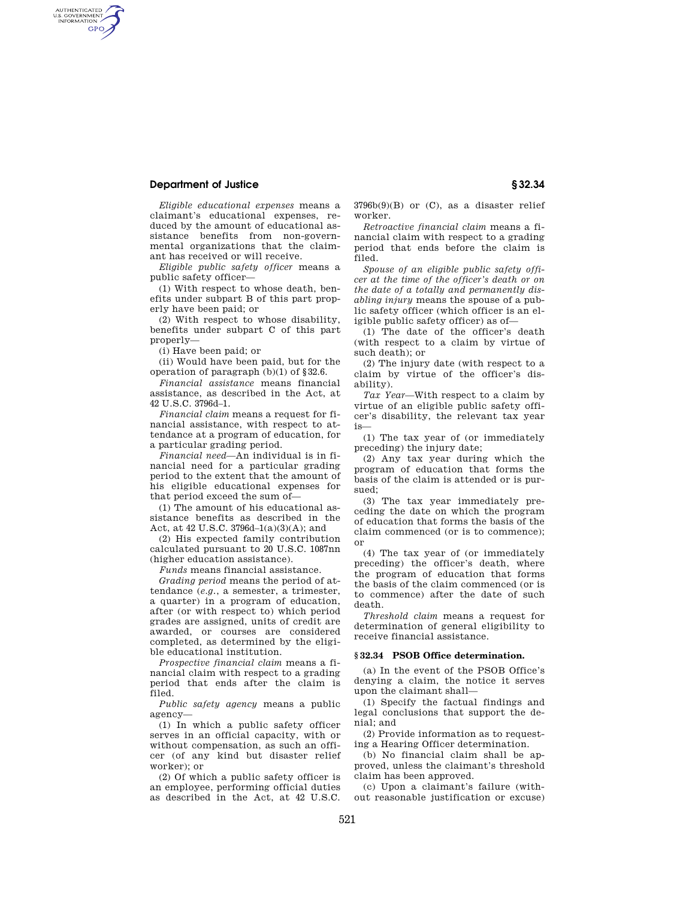*Eligible educational expenses* means a claimant's educational expenses, reduced by the amount of educational assistance benefits from non-governmental organizations that the claimant has received or will receive.

*Eligible public safety officer* means a public safety officer—

(1) With respect to whose death, benefits under subpart B of this part properly have been paid; or

(2) With respect to whose disability, benefits under subpart C of this part properly—

(i) Have been paid; or

(ii) Would have been paid, but for the operation of paragraph (b)(1) of §32.6.

*Financial assistance* means financial assistance, as described in the Act, at 42 U.S.C. 3796d–1.

*Financial claim* means a request for financial assistance, with respect to attendance at a program of education, for a particular grading period.

*Financial need*—An individual is in financial need for a particular grading period to the extent that the amount of his eligible educational expenses for that period exceed the sum of—

(1) The amount of his educational assistance benefits as described in the Act, at 42 U.S.C. 3796d–1(a)(3)(A); and

(2) His expected family contribution calculated pursuant to 20 U.S.C. 1087nn (higher education assistance).

*Funds* means financial assistance.

*Grading period* means the period of attendance (*e.g.*, a semester, a trimester, a quarter) in a program of education, after (or with respect to) which period grades are assigned, units of credit are awarded, or courses are considered completed, as determined by the eligible educational institution.

*Prospective financial claim* means a financial claim with respect to a grading period that ends after the claim is filed.

*Public safety agency* means a public agency—

(1) In which a public safety officer serves in an official capacity, with or without compensation, as such an officer (of any kind but disaster relief worker); or

(2) Of which a public safety officer is an employee, performing official duties as described in the Act, at 42 U.S.C. 3796b(9)(B) or (C), as a disaster relief worker.

*Retroactive financial claim* means a financial claim with respect to a grading period that ends before the claim is filed.

*Spouse of an eligible public safety officer at the time of the officer's death or on the date of a totally and permanently disabling injury* means the spouse of a public safety officer (which officer is an eligible public safety officer) as of—

(1) The date of the officer's death (with respect to a claim by virtue of such death); or

(2) The injury date (with respect to a claim by virtue of the officer's disability).

*Tax Year*—With respect to a claim by virtue of an eligible public safety officer's disability, the relevant tax year is—

(1) The tax year of (or immediately preceding) the injury date;

(2) Any tax year during which the program of education that forms the basis of the claim is attended or is pursued;

(3) The tax year immediately preceding the date on which the program of education that forms the basis of the claim commenced (or is to commence); or

(4) The tax year of (or immediately preceding) the officer's death, where the program of education that forms the basis of the claim commenced (or is to commence) after the date of such death.

*Threshold claim* means a request for determination of general eligibility to receive financial assistance.

### §32.34 PSOB Office determination.

(a) In the event of the PSOB Office's denying a claim, the notice it serves upon the claimant shall—

(1) Specify the factual findings and legal conclusions that support the denial; and

(2) Provide information as to requesting a Hearing Officer determination.

(b) No financial claim shall be approved, unless the claimant's threshold claim has been approved.

(c) Upon a claimant's failure (without reasonable justification or excuse)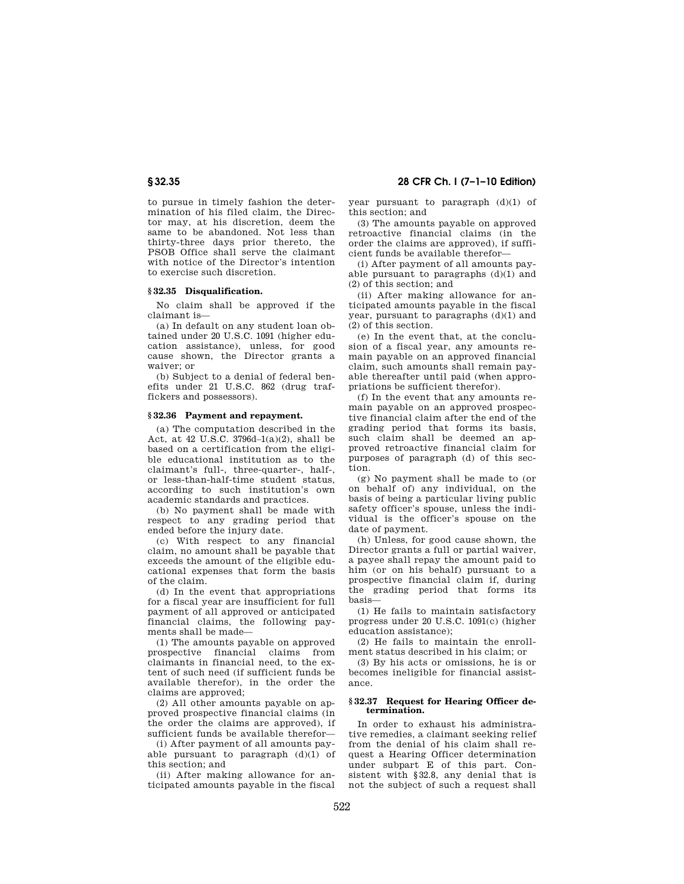to pursue in timely fashion the determination of his filed claim, the Director may, at his discretion, deem the same to be abandoned. Not less than thirty-three days prior thereto, the PSOB Office shall serve the claimant with notice of the Director's intention to exercise such discretion.

### § 32.35 Disqualification.

No claim shall be approved if the claimant is—

(a) In default on any student loan obtained under 20 U.S.C. 1091 (higher education assistance), unless, for good cause shown, the Director grants a waiver; or

(b) Subject to a denial of federal benefits under 21 U.S.C. 862 (drug traffickers and possessors).

### § 32.36 Payment and repayment.

(a) The computation described in the Act, at 42 U.S.C. 3796d–1(a)(2), shall be based on a certification from the eligible educational institution as to the claimant's full-, three-quarter-, half-, or less-than-half-time student status, according to such institution's own academic standards and practices.

(b) No payment shall be made with respect to any grading period that ended before the injury date.

(c) With respect to any financial claim, no amount shall be payable that exceeds the amount of the eligible educational expenses that form the basis of the claim.

(d) In the event that appropriations for a fiscal year are insufficient for full payment of all approved or anticipated financial claims, the following payments shall be made—

(1) The amounts payable on approved prospective financial claims from claimants in financial need, to the extent of such need (if sufficient funds be available therefor), in the order the claims are approved;

(2) All other amounts payable on approved prospective financial claims (in the order the claims are approved), if sufficient funds be available therefor—

(i) After payment of all amounts payable pursuant to paragraph (d)(1) of this section; and

(ii) After making allowance for anticipated amounts payable in the fiscal year pursuant to paragraph (d)(1) of this section; and

(3) The amounts payable on approved retroactive financial claims (in the order the claims are approved), if sufficient funds be available therefor—

(i) After payment of all amounts payable pursuant to paragraphs (d)(1) and (2) of this section; and

(ii) After making allowance for anticipated amounts payable in the fiscal year, pursuant to paragraphs (d)(1) and (2) of this section.

(e) In the event that, at the conclusion of a fiscal year, any amounts remain payable on an approved financial claim, such amounts shall remain payable thereafter until paid (when appropriations be sufficient therefor).

(f) In the event that any amounts remain payable on an approved prospective financial claim after the end of the grading period that forms its basis, such claim shall be deemed an approved retroactive financial claim for purposes of paragraph (d) of this section.

(g) No payment shall be made to (or on behalf of) any individual, on the basis of being a particular living public safety officer's spouse, unless the individual is the officer's spouse on the date of payment.

(h) Unless, for good cause shown, the Director grants a full or partial waiver, a payee shall repay the amount paid to him (or on his behalf) pursuant to a prospective financial claim if, during the grading period that forms its basis—

(1) He fails to maintain satisfactory progress under 20 U.S.C. 1091(c) (higher education assistance);

(2) He fails to maintain the enrollment status described in his claim; or

(3) By his acts or omissions, he is or becomes ineligible for financial assistance.

### § 32.37 Request for Hearing Officer determination.

In order to exhaust his administrative remedies, a claimant seeking relief from the denial of his claim shall request a Hearing Officer determination under subpart E of this part. Consistent with § 32.8, any denial that is not the subject of such a request shall